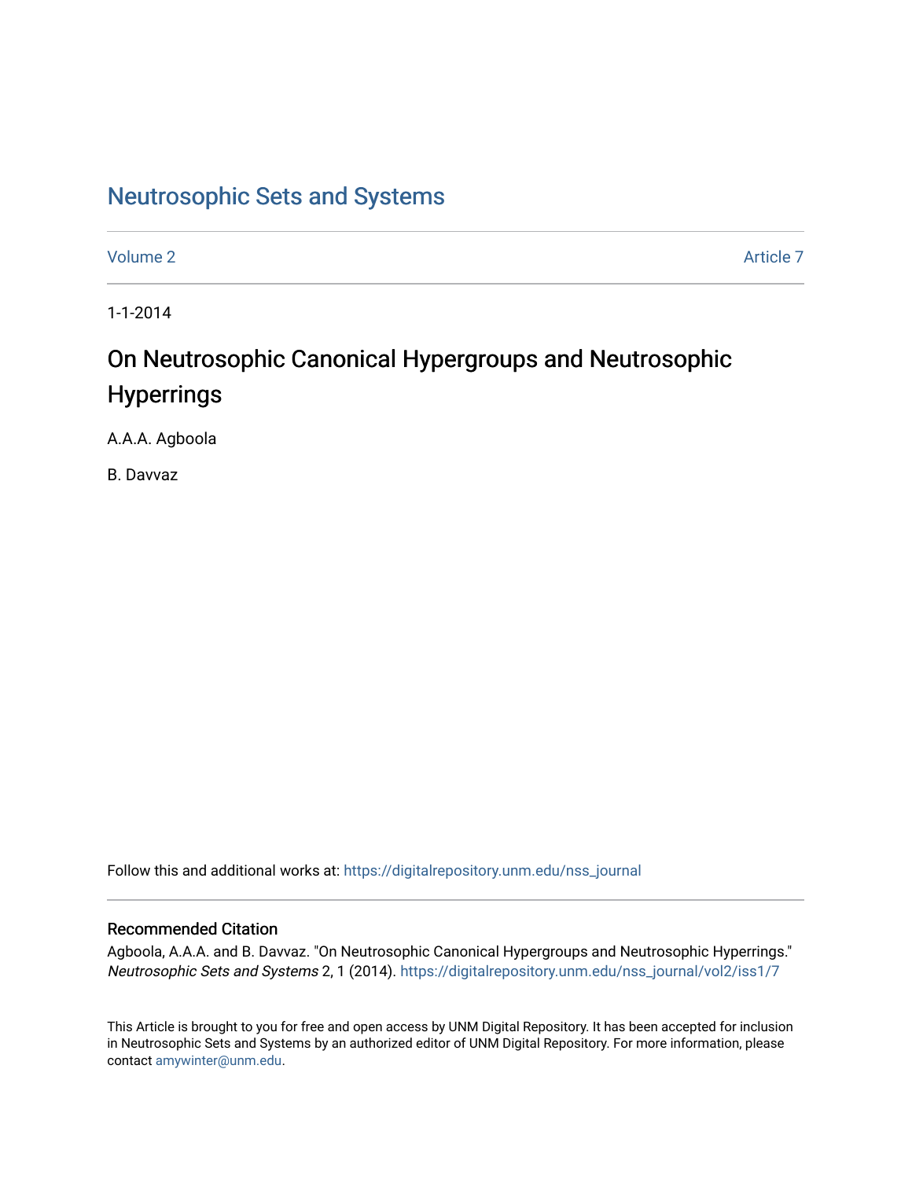# Neutrosophic Sets and Systems

Volume 2 Article 7

1-1-2014

## On Neutrosophic Canonical Hypergroups and Neutrosophic Hyperrings

A.A.A. Agboola

B. Davvaz

Follow this and additional works at: https://digitalrepository.unm.edu/nss_journal

### Recommended Citation

Agboola, A.A.A. and B. Davvaz. "On Neutrosophic Canonical Hypergroups and Neutrosophic Hyperrings." *Neutrosophic Sets and Systems* 2, 1 (2014). https://digitalrepository.unm.edu/nss_journal/vol2/iss1/7

This Article is brought to you for free and open access by UNM Digital Repository. It has been accepted for inclusion in Neutrosophic Sets and Systems by an authorized editor of UNM Digital Repository. For more information, please contact amywinter@unm.edu.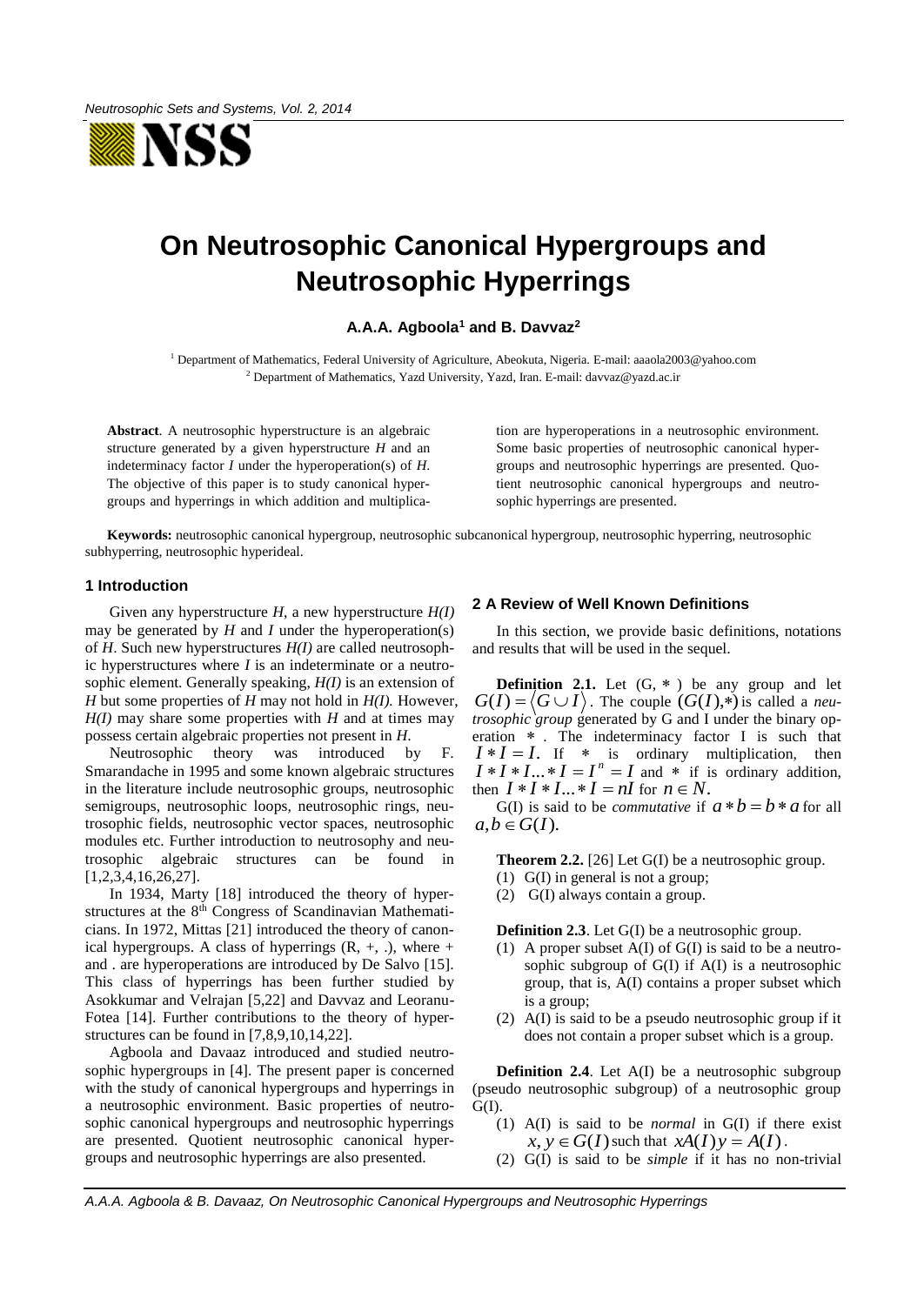# On Neutrosophic Canonical Hypergroups and Neutrosophic Hyperrings

**A.A.A. Agboola[1] and B. Davvaz[2]**

[1] Department of Mathematics, Federal University of Agriculture, Abeokuta, Nigeria. E-mail: aaaola2003@yahoo.com
[2] Department of Mathematics, Yazd University, Yazd, Iran. E-mail: davvaz@yazd.ac.ir

**Abstract**. A neutrosophic hyperstructure is an algebraic structure generated by a given hyperstructure *H* and an indeterminacy factor *I* under the hyperoperation(s) of *H*. The objective of this paper is to study canonical hypergroups and hyperrings in which addition and multiplication are hyperoperations in a neutrosophic environment. Some basic properties of neutrosophic canonical hypergroups and neutrosophic hyperrings are presented. Quotient neutrosophic canonical hypergroups and neutrosophic hyperrings are presented.

**Keywords:** neutrosophic canonical hypergroup, neutrosophic subcanonical hypergroup, neutrosophic hyperring, neutrosophic subhyperring, neutrosophic hyperideal.

## 1 Introduction

Given any hyperstructure *H*, a new hyperstructure *H(I)* may be generated by *H* and *I* under the hyperoperation(s) of *H*. Such new hyperstructures *H(I)* are called neutrosophic hyperstructures where *I* is an indeterminate or a neutrosophic element. Generally speaking, *H(I)* is an extension of *H* but some properties of *H* may not hold in *H(I).* However, *H(I)* may share some properties with *H* and at times may possess certain algebraic properties not present in *H*.

Neutrosophic theory was introduced by F. Smarandache in 1995 and some known algebraic structures in the literature include neutrosophic groups, neutrosophic semigroups, neutrosophic loops, neutrosophic rings, neutrosophic fields, neutrosophic vector spaces, neutrosophic modules etc. Further introduction to neutrosophy and neutrosophic algebraic structures can be found in [1,2,3,4,16,26,27].

In 1934, Marty [18] introduced the theory of hyperstructures at the 8th Congress of Scandinavian Mathematicians. In 1972, Mittas [21] introduced the theory of canonical hypergroups. A class of hyperrings (R, +, .), where + and . are hyperoperations are introduced by De Salvo [15]. This class of hyperrings has been further studied by Asokkumar and Velrajan [5,22] and Davvaz and Leoranu-Fotea [14]. Further contributions to the theory of hyperstructures can be found in [7,8,9,10,14,22].

Agboola and Davaaz introduced and studied neutrosophic hypergroups in [4]. The present paper is concerned with the study of canonical hypergroups and hyperrings in a neutrosophic environment. Basic properties of neutrosophic canonical hypergroups and neutrosophic hyperrings are presented. Quotient neutrosophic canonical hypergroups and neutrosophic hyperrings are also presented.

## 2 A Review of Well Known Definitions

In this section, we provide basic definitions, notations and results that will be used in the sequel.

**Definition 2.1.** Let (G, $*$ ) be any group and let $G(I)=\langle G\cup I\rangle$. The couple $(G(I),*)$ is called a *neutrosophic group* generated by G and I under the binary operation $*$. The indeterminacy factor I is such that $I*I=I$. If $*$ is ordinary multiplication, then $I*I*I...*I=I^n=I$ and $*$ if is ordinary addition, then $I*I*I...*I=nI$ for $n\in N$.

G(I) is said to be *commutative* if $a*b=b*a$ for all $a,b\in G(I)$.

**Theorem 2.2.** [26] Let G(I) be a neutrosophic group.

1. G(I) in general is not a group;
2. G(I) always contain a group.

**Definition 2.3**. Let G(I) be a neutrosophic group.

1. A proper subset A(I) of G(I) is said to be a neutrosophic subgroup of G(I) if A(I) is a neutrosophic group, that is, A(I) contains a proper subset which is a group;
2. A(I) is said to be a pseudo neutrosophic group if it does not contain a proper subset which is a group.

**Definition 2.4**. Let A(I) be a neutrosophic subgroup (pseudo neutrosophic subgroup) of a neutrosophic group G(I).

1. A(I) is said to be *normal* in G(I) if there exist $x,y\in G(I)$ such that $xA(I)y=A(I)$.
2. G(I) is said to be *simple* if it has no non-trivial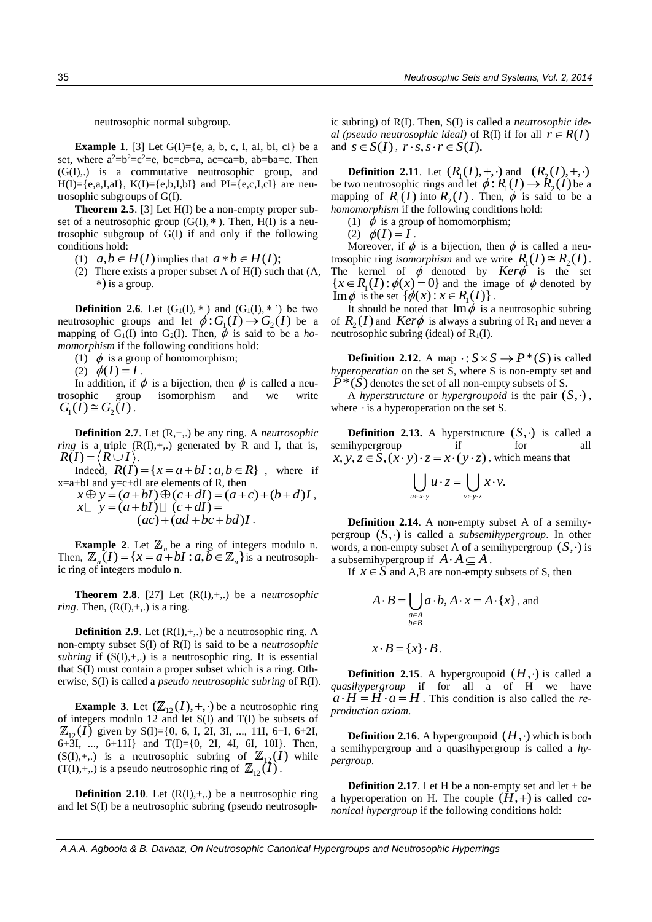neutrosophic normal subgroup.

**Example 1**. [3] Let G(I)={e, a, b, c, I, aI, bI, cI} be a set, where $a^2=b^2=c^2=e$, bc=cb=a, ac=ca=b, ab=ba=c. Then (G(I),.) is a commutative neutrosophic group, and H(I)={e,a,I,aI}, K(I)={e,b,I,bI} and PI={e,c,I,cI} are neutrosophic subgroups of G(I).

**Theorem 2.5**. [3] Let H(I) be a non-empty proper subset of a neutrosophic group $(G(I), *)$. Then, H(I) is a neutrosophic subgroup of G(I) if and only if the following conditions hold:

(1) $a, b \in H(I)$ implies that $a * b \in H(I)$;

(2) There exists a proper subset A of H(I) such that (A, $*$) is a group.

**Definition 2.6**. Let $(G_1(I), *)$ and $(G_1(I), *')$ be two neutrosophic groups and let $\phi: G_1(I) \to G_2(I)$ be a mapping of $G_1(I)$ into $G_2(I)$. Then, $\phi$ is said to be a *homomorphism* if the following conditions hold:

(1) $\phi$ is a group of homomorphism;

(2) $\phi(I) = I$.

In addition, if $\phi$ is a bijection, then $\phi$ is called a neutrosophic group isomorphism and we write $G_1(I) \cong G_2(I)$.

**Definition 2.7**. Let (R,+,.) be any ring. A *neutrosophic ring* is a triple (R(I),+,.) generated by R and I, that is, $R(I) = \langle R \cup I \rangle$.

Indeed, $R(I) = \{x = a + bI : a, b \in R\}$, where if x=a+bI and y=c+dI are elements of R, then

$$x \oplus y = (a+bI) \oplus (c+dI) = (a+c) + (b+d)I,$$

$$x \odot y = (a+bI) \odot (c+dI) = (ac) + (ad + bc + bd)I.$$

**Example 2**. Let $\mathbb{Z}_n$ be a ring of integers modulo n. Then, $\mathbb{Z}_n(I) = \{x = a + bI : a, b \in \mathbb{Z}_n\}$ is a neutrosophic ring of integers modulo n.

**Theorem 2.8**. [27] Let (R(I),+,.) be a *neutrosophic ring*. Then, (R(I),+,.) is a ring.

**Definition 2.9**. Let (R(I),+,.) be a neutrosophic ring. A non-empty subset S(I) of R(I) is said to be a *neutrosophic subring* if (S(I),+,.) is a neutrosophic ring. It is essential that S(I) must contain a proper subset which is a ring. Otherwise, S(I) is called a *pseudo neutrosophic subring* of R(I).

**Example 3**. Let $(\mathbb{Z}_{12}(I), +, \cdot)$ be a neutrosophic ring of integers modulo 12 and let S(I) and T(I) be subsets of $\mathbb{Z}_{12}(I)$ given by S(I)={0, 6, I, 2I, 3I, ..., 11I, 6+I, 6+2I, 6+3I, ..., 6+11I} and T(I)={0, 2I, 4I, 6I, 10I}. Then, (S(I),+,.) is a neutrosophic subring of $\mathbb{Z}_{12}(I)$ while (T(I),+,.) is a pseudo neutrosophic ring of $\mathbb{Z}_{12}(I)$.

**Definition 2.10**. Let (R(I),+,.) be a neutrosophic ring and let S(I) be a neutrosophic subring (pseudo neutrosophic subring) of R(I). Then, S(I) is called a *neutrosophic ideal (pseudo neutrosophic ideal)* of R(I) if for all $r \in R(I)$ and $s \in S(I)$, $r \cdot s, s \cdot r \in S(I)$.

**Definition 2.11**. Let $(R_1(I), +, \cdot)$ and $(R_2(I), +, \cdot)$ be two neutrosophic rings and let $\phi: R_1(I) \to R_2(I)$ be a mapping of $R_1(I)$ into $R_2(I)$. Then, $\phi$ is said to be a *homomorphism* if the following conditions hold:

(1) $\phi$ is a group of homomorphism;

(2) $\phi(I) = I$.

Moreover, if $\phi$ is a bijection, then $\phi$ is called a neutrosophic ring *isomorphism* and we write $R_1(I) \cong R_2(I)$. The kernel of $\phi$ denoted by $Ker\phi$ is the set $\{x \in R_1(I) : \phi(x) = 0\}$ and the image of $\phi$ denoted by $\operatorname{Im}\phi$ is the set $\{\phi(x) : x \in R_1(I)\}$.

It should be noted that $\operatorname{Im}\phi$ is a neutrosophic subring of $R_2(I)$ and $Ker\phi$ is always a subring of $R_1$ and never a neutrosophic subring (ideal) of $R_1(I)$.

**Definition 2.12**. A map $\cdot : S \times S \to P^*(S)$ is called *hyperoperation* on the set S, where S is non-empty set and $P^*(S)$ denotes the set of all non-empty subsets of S.

A *hyperstructure* or *hypergroupoid* is the pair $(S, \cdot)$, where $\cdot$ is a hyperoperation on the set S.

**Definition 2.13.** A hyperstructure $(S, \cdot)$ is called a semihypergroup if for all $x, y, z \in S, (x \cdot y) \cdot z = x \cdot (y \cdot z)$, which means that

$$\bigcup_{u \in x \cdot y} u \cdot z = \bigcup_{v \in y \cdot z} x \cdot v.$$

**Definition 2.14**. A non-empty subset A of a semihypergroup $(S, \cdot)$ is called a *subsemihypergroup*. In other words, a non-empty subset A of a semihypergroup $(S, \cdot)$ is a subsemihypergroup if $A \cdot A \subseteq A$.

If $x \in S$ and A,B are non-empty subsets of S, then

$$A \cdot B = \bigcup_{\substack{a \in A \\ b \in B}} a \cdot b, \; A \cdot x = A \cdot \{x\}, \text{ and}$$

$$x \cdot B = \{x\} \cdot B.$$

**Definition 2.15**. A hypergroupoid $(H, \cdot)$ is called a *quasihypergroup* if for all a of H we have $a \cdot H = H \cdot a = H$. This condition is also called the *reproduction axiom*.

**Definition 2.16**. A hypergroupoid $(H, \cdot)$ which is both a semihypergroup and a quasihypergroup is called a *hypergroup*.

**Definition 2.17**. Let H be a non-empty set and let + be a hyperoperation on H. The couple $(H, +)$ is called *canonical hypergroup* if the following conditions hold: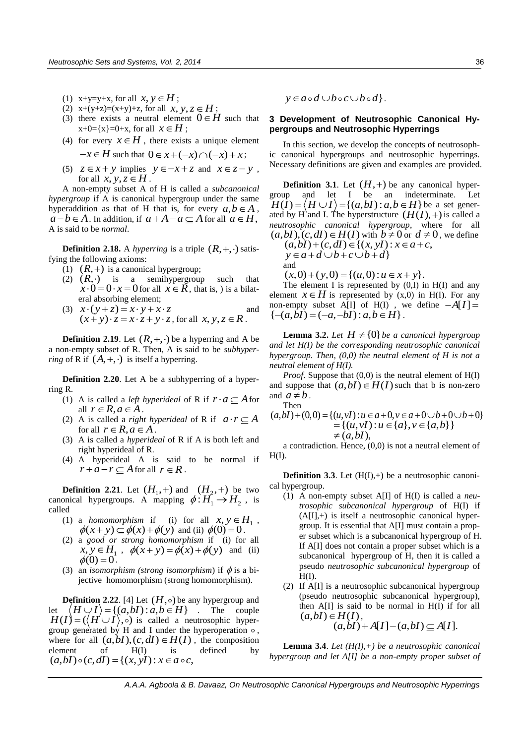(1) x+y=y+x, for all $x, y \in H$;
(2) x+(y+z)=(x+y)+z, for all $x, y, z \in H$;
(3) there exists a neutral element $0 \in H$ such that x+0={x}=0+x, for all $x \in H$;
(4) for every $x \in H$, there exists a unique element $-x \in H$ such that $0 \in x+(-x) \cap (-x)+x$;
(5) $z \in x+y$ implies $y \in -x+z$ and $x \in z-y$, for all $x, y, z \in H$.

A non-empty subset A of H is called a *subcanonical hypergroup* if A is canonical hypergroup under the same hyperaddition as that of H that is, for every $a, b \in A$, $a-b \in A$. In addition, if $a+A-a \subseteq A$ for all $a \in H$, A is said to be *normal*.

**Definition 2.18.** A *hyperring* is a triple $(R,+,\cdot)$ satisfying the following axioms:

(1) $(R,+)$ is a canonical hypergroup;
(2) $(R,\cdot)$ is a semihypergroup such that $x \cdot 0 = 0 \cdot x = 0$ for all $x \in R$, that is, ) is a bilateral absorbing element;
(3) $x \cdot (y+z) = x \cdot y + x \cdot z$ and $(x+y) \cdot z = x \cdot z + y \cdot z$, for all $x, y, z \in R$.

**Definition 2.19**. Let $(R,+,\cdot)$ be a hyperring and A be a non-empty subset of R. Then, A is said to be *subhyperring* of R if $(A,+,\cdot)$ is itself a hyperring.

**Definition 2.20**. Let A be a subhyperring of a hyperring R.

(1) A is called a *left hyperideal* of R if $r \cdot a \subseteq A$ for all $r \in R, a \in A$.
(2) A is called a *right hyperideal* of R if $a \cdot r \subseteq A$ for all $r \in R, a \in A$.
(3) A is called a *hyperideal* of R if A is both left and right hyperideal of R.
(4) A hyperideal A is said to be normal if $r+a-r \subseteq A$ for all $r \in R$.

**Definition 2.21**. Let $(H_1,+)$ and $(H_2,+)$ be two canonical hypergroups. A mapping $\phi: H_1 \to H_2$, is called

(1) a *homomorphism* if (i) for all $x, y \in H_1$, $\phi(x+y) \subseteq \phi(x)+\phi(y)$ and (ii) $\phi(0)=0$.
(2) a *good or strong homomorphism* if (i) for all $x, y \in H_1$, $\phi(x+y) = \phi(x)+\phi(y)$ and (ii) $\phi(0)=0$.
(3) an *isomorphism (strong isomorphism)* if $\phi$ is a bijective homomorphism (strong homomorphism).

**Definition 2.22**. [4] Let $(H,\circ)$ be any hypergroup and let $\langle H \cup I \rangle = \{(a,bI): a,b \in H\}$. The couple $H(I) = (\langle H \cup I \rangle, \circ)$ is called a neutrosophic hypergroup generated by H and I under the hyperoperation $\circ$, where for all $(a,bI),(c,dI) \in H(I)$, the composition element of H(I) is defined by $(a,bI)\circ(c,dI) = \{(x,yI): x \in a \circ c,$ $y \in a \circ d \cup b \circ c \cup b \circ d\}$.

## 3 Development of Neutrosophic Canonical Hypergroups and Neutrosophic Hyperrings

In this section, we develop the concepts of neutrosophic canonical hypergroups and neutrosophic hyperrings. Necessary definitions are given and examples are provided.

**Definition 3.1**. Let $(H,+)$ be any canonical hypergroup and let I be an indeterminate. Let $H(I) = \langle H \cup I \rangle = \{(a,bI): a,b \in H\}$ be a set generated by H and I. The hyperstructure $(H(I),+)$ is called a *neutrosophic canonical hypergroup*, where for all $(a,bI),(c,dI) \in H(I)$ with $b \neq 0$ or $d \neq 0$, we define

$$(a,bI)+(c,dI) \in \{(x,yI): x \in a+c, y \in a+d \cup b+c \cup b+d\}$$

and

$$(x,0)+(y,0) = \{(u,0): u \in x+y\}.$$

The element I is represented by (0,I) in H(I) and any element $x \in H$ is represented by (x,0) in H(I). For any non-empty subset A[I] of H(I), we define $-A[I] = \{-(a,bI) = (-a,-bI): a,b \in H\}$.

**Lemma 3.2.** *Let $H \neq \{0\}$ be a canonical hypergroup and let H(I) be the corresponding neutrosophic canonical hypergroup. Then, (0,0) the neutral element of H is not a neutral element of H(I).*

*Proof*. Suppose that (0,0) is the neutral element of H(I) and suppose that $(a,bI) \in H(I)$ such that b is non-zero and $a \neq b$.

Then

$$\begin{aligned}(a,bI)+(0,0) &= \{(u,vI): u \in a+0, v \in a+0 \cup b+0 \cup b+0\} \\ &= \{(u,vI): u \in \{a\}, v \in \{a,b\}\} \\ &\neq (a,bI),\end{aligned}$$

a contradiction. Hence, (0,0) is not a neutral element of H(I).

**Definition 3.3**. Let (H(I),+) be a neutrosophic canonical hypergroup.

(1) A non-empty subset A[I] of H(I) is called a *neutrosophic subcanonical hypergroup* of H(I) if (A[I],+) is itself a neutrosophic canonical hypergroup. It is essential that A[I] must contain a proper subset which is a subcanonical hypergroup of H. If A[I] does not contain a proper subset which is a subcanonical hypergroup of H, then it is called a pseudo *neutrosophic subcanonical hypergroup* of H(I).
(2) If A[I] is a neutrosophic subcanonical hypergroup (pseudo neutrosophic subcanonical hypergroup), then A[I] is said to be normal in H(I) if for all $(a,bI) \in H(I)$,
$$(a,bI)+A[I]-(a,bI) \subseteq A[I].$$

**Lemma 3.4**. *Let (H(I),+) be a neutrosophic canonical hypergroup and let A[I] be a non-empty proper subset of*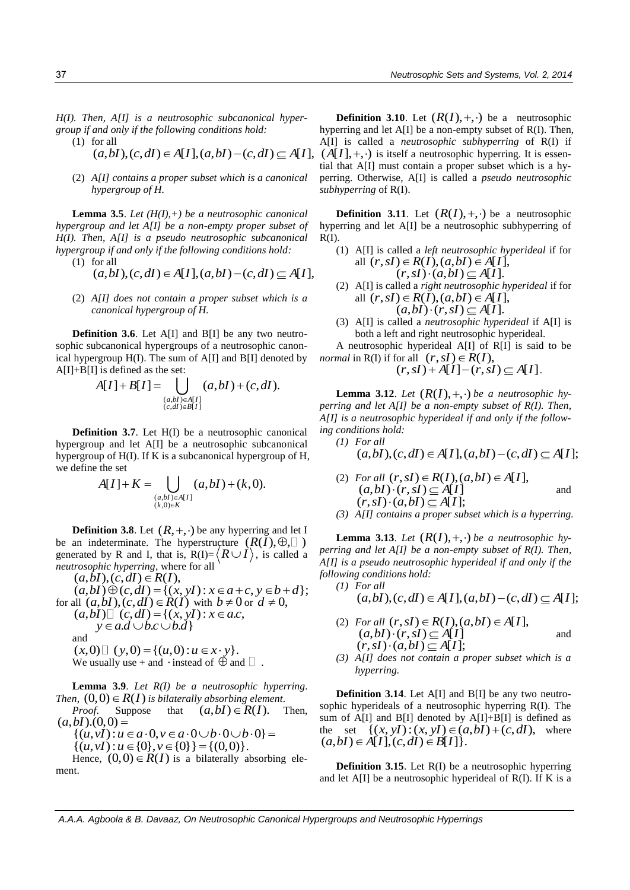*H(I). Then, A[I] is a neutrosophic subcanonical hypergroup if and only if the following conditions hold:*

(1) for all $(a,bI),(c,dI) \in A[I], (a,bI)-(c,dI) \subseteq A[I]$,

(2) *A[I] contains a proper subset which is a canonical hypergroup of H.*

**Lemma 3.5**. *Let (H(I),+) be a neutrosophic canonical hypergroup and let A[I] be a non-empty proper subset of H(I). Then, A[I] is a pseudo neutrosophic subcanonical hypergroup if and only if the following conditions hold:*

(1) for all $(a,bI),(c,dI) \in A[I], (a,bI)-(c,dI) \subseteq A[I]$,

(2) *A[I] does not contain a proper subset which is a canonical hypergroup of H.*

**Definition 3.6**. Let A[I] and B[I] be any two neutrosophic subcanonical hypergroups of a neutrosophic canonical hypergroup H(I). The sum of A[I] and B[I] denoted by A[I]+B[I] is defined as the set:

$$A[I]+B[I] = \bigcup_{\substack{(a,bI)\in A[I] \\ (c,dI)\in B[I]}} (a,bI)+(c,dI).$$

**Definition 3.7**. Let H(I) be a neutrosophic canonical hypergroup and let A[I] be a neutrosophic subcanonical hypergroup of H(I). If K is a subcanonical hypergroup of H, we define the set

$$A[I]+K = \bigcup_{\substack{(a,bI)\in A[I] \\ (k,0)\in K}} (a,bI)+(k,0).$$

**Definition 3.8**. Let $(R,+,\cdot)$ be any hyperring and let I be an indeterminate. The hyperstructure $(R(I),\oplus,\odot)$ generated by R and I, that is, $R(I)=\langle R \cup I \rangle$, is called a *neutrosophic hyperring*, where for all

$(a,bI),(c,dI) \in R(I)$,

$(a,bI)\oplus(c,dI) = \{(x,yI) : x \in a+c, y \in b+d\}$;

for all $(a,bI),(c,dI) \in R(I)$ with $b \neq 0$ or $d \neq 0$,

$(a,bI)\odot(c,dI) = \{(x,yI) : x \in a.c, y \in a.d \cup b.c \cup b.d\}$

and

$(x,0)\odot(y,0) = \{(u,0) : u \in x \cdot y\}$.

We usually use + and $\cdot$ instead of $\oplus$ and $\odot$.

**Lemma 3.9**. *Let R(I) be a neutrosophic hyperring. Then, $(0,0) \in R(I)$ is bilaterally absorbing element.*

*Proof.* Suppose that $(a,bI) \in R(I)$. Then,

$(a,bI).(0,0) =$

$\{(u,vI) : u \in a\cdot 0, v \in a\cdot 0 \cup b\cdot 0 \cup b\cdot 0\} =$

$\{(u,vI) : u \in \{0\}, v \in \{0\}\} = \{(0,0)\}$.

Hence, $(0,0) \in R(I)$ is a bilaterally absorbing element.

**Definition 3.10**. Let $(R(I),+,\cdot)$ be a neutrosophic hyperring and let A[I] be a non-empty subset of R(I). Then, A[I] is called a *neutrosophic subhyperring* of R(I) if $(A[I],+,\cdot)$ is itself a neutrosophic hyperring. It is essential that A[I] must contain a proper subset which is a hyperring. Otherwise, A[I] is called a *pseudo neutrosophic subhyperring* of R(I).

**Definition 3.11**. Let $(R(I),+,\cdot)$ be a neutrosophic hyperring and let A[I] be a neutrosophic subhyperring of R(I).

(1) A[I] is called a *left neutrosophic hyperideal* if for all $(r,sI) \in R(I), (a,bI) \in A[I]$, $(r,sI)\cdot(a,bI) \subseteq A[I]$.

(2) A[I] is called a *right neutrosophic hyperideal* if for all $(r,sI) \in R(I), (a,bI) \in A[I]$, $(a,bI)\cdot(r,sI) \subseteq A[I]$.

(3) A[I] is called a *neutrosophic hyperideal* if A[I] is both a left and right neutrosophic hyperideal.

A neutrosophic hyperideal A[I] of R[I] is said to be *normal* in R(I) if for all $(r,sI) \in R(I)$,

$$(r,sI)+A[I]-(r,sI) \subseteq A[I].$$

**Lemma 3.12**. *Let $(R(I),+,\cdot)$ be a neutrosophic hyperring and let A[I] be a non-empty subset of R(I). Then, A[I] is a neutrosophic hyperideal if and only if the following conditions hold:*

*(1) For all* $(a,bI),(c,dI) \in A[I], (a,bI)-(c,dI) \subseteq A[I]$;

(2) *For all* $(r,sI) \in R(I), (a,bI) \in A[I]$, $(a,bI)\cdot(r,sI) \subseteq A[I]$ and $(r,sI)\cdot(a,bI) \subseteq A[I]$;

*(3) A[I] contains a proper subset which is a hyperring.*

**Lemma 3.13**. *Let $(R(I),+,\cdot)$ be a neutrosophic hyperring and let A[I] be a non-empty subset of R(I). Then, A[I] is a pseudo neutrosophic hyperideal if and only if the following conditions hold:*

*(1) For all* $(a,bI),(c,dI) \in A[I], (a,bI)-(c,dI) \subseteq A[I]$;

(2) *For all* $(r,sI) \in R(I), (a,bI) \in A[I]$, $(a,bI)\cdot(r,sI) \subseteq A[I]$ and $(r,sI)\cdot(a,bI) \subseteq A[I]$;

*(3) A[I] does not contain a proper subset which is a hyperring.*

**Definition 3.14**. Let A[I] and B[I] be any two neutrosophic hyperideals of a neutrosophic hyperring R(I). The sum of A[I] and B[I] denoted by A[I]+B[I] is defined as the set $\{(x,yI) : (x,yI) \in (a,bI)+(c,dI)$, where $(a,bI) \in A[I], (c,dI) \in B[I]\}$.

**Definition 3.15**. Let R(I) be a neutrosophic hyperring and let A[I] be a neutrosophic hyperideal of R(I). If K is a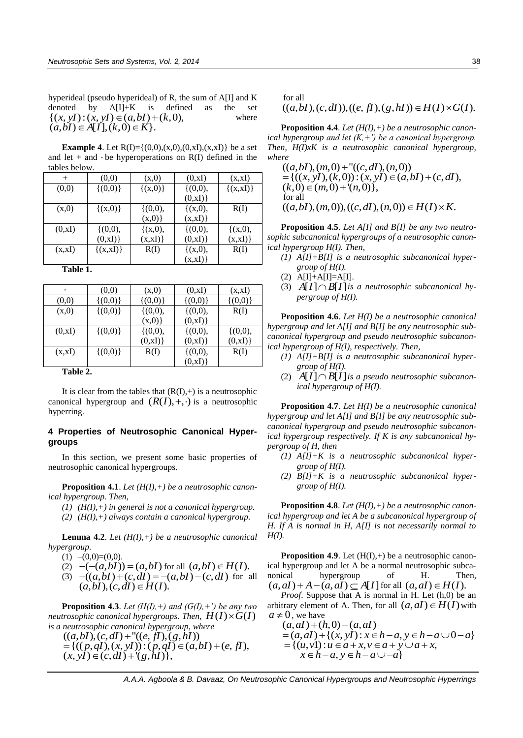hyperideal (pseudo hyperideal) of R, the sum of A[I] and K denoted by A[I]+K is defined as the set $\{(x, yI):(x, yI) \in (a,bI)+(k,0),$ where $(a,bI) \in A[I],(k,0) \in K\}$.

**Example 4**. Let R(I)={(0,0),(x,0),(0,xI),(x,xI)} be a set and let + and $\cdot$ be hyperoperations on R(I) defined in the tables below.

| + | (0,0) | (x,0) | (0,xI) | (x,xI) |
|---|---|---|---|---|
| (0,0) | {(0,0)} | {(x,0)} | {(0,0), (0,xI)} | {(x,xI)} |
| (x,0) | {(x,0)} | {(0,0), (x,0)} | {(x,0), (x,xI)} | R(I) |
| (0,xI) | {(0,0), (0,xI)} | {(x,0), (x,xI)} | {(0,0), (0,xI)} | {(x,0), (x,xI)} |
| (x,xI) | {(x,xI)} | R(I) | {(x,0), (x,xI)} | R(I) |

**Table 1.**

| $\cdot$ | (0,0) | (x,0) | (0,xI) | (x,xI) |
|---|---|---|---|---|
| (0,0) | {(0,0)} | {(0,0)} | {(0,0)} | {(0,0)} |
| (x,0) | {(0,0)} | {(0,0), (x,0)} | {(0,0), (0,xI)} | R(I) |
| (0,xI) | {(0,0)} | {(0,0), (0,xI)} | {(0,0), (0,xI)} | {(0,0), (0,xI)} |
| (x,xI) | {(0,0)} | R(I) | {(0,0), (0,xI)} | R(I) |

**Table 2.**

It is clear from the tables that (R(I),+) is a neutrosophic canonical hypergroup and $(R(I),+,\cdot)$ is a neutrosophic hyperring.

## 4 Properties of Neutrosophic Canonical Hypergroups

In this section, we present some basic properties of neutrosophic canonical hypergroups.

**Proposition 4.1**. *Let (H(I),+) be a neutrosophic canonical hypergroup. Then,*

*(1) (H(I),+) in general is not a canonical hypergroup.*
*(2) (H(I),+) always contain a canonical hypergroup.*

**Lemma 4.2**. *Let (H(I),+) be a neutrosophic canonical hypergroup.*

(1) $-(0,0)=(0,0)$.
(2) $-(-(a,bI))=(a,bI)$ for all $(a,bI) \in H(I)$.
(3) $-((a,bI)+(c,dI))=-(a,bI)-(c,dI)$ for all $(a,bI),(c,dI) \in H(I)$.

**Proposition 4.3**. *Let (H(I),+) and (G(I),+') be any two neutrosophic canonical hypergroups. Then, $H(I)\times G(I)$ is a neutrosophic canonical hypergroup, where*

$$((a,bI),(c,dI)+''((e,fI),(g,hI)) = \{((p,qI),(x,yI)):(p,qI) \in (a,bI)+(e,fI), (x,yI) \in (c,dI)+'(g,hI)\},$$

for all $((a,bI),(c,dI)),((e,fI),(g,hI)) \in H(I)\times G(I)$.

**Proposition 4.4**. *Let (H(I),+) be a neutrosophic canonical hypergroup and let (K,+') be a canonical hypergroup. Then, H(I)xK is a neutrosophic canonical hypergroup, where*

$$((a,bI),(m,0)+''((c,dI),(n,0)) = \{((x,yI),(k,0)):(x,yI) \in (a,bI)+(c,dI), (k,0) \in (m,0)+'(n,0)\},$$

for all $((a,bI),(m,0)),((c,dI),(n,0)) \in H(I)\times K$.

**Proposition 4.5**. *Let A[I] and B[I] be any two neutrosophic subcanonical hypergroups of a neutrosophic canonical hypergroup H(I). Then,*

*(1) A[I]+B[I] is a neutrosophic subcanonical hypergroup of H(I).*
(2) A[I]+A[I]=A[I].
(3) *$A[I]\cap B[I]$ is a neutrosophic subcanonical hypergroup of H(I).*

**Proposition 4.6**. *Let H(I) be a neutrosophic canonical hypergroup and let A[I] and B[I] be any neutrosophic subcanonical hypergroup and pseudo neutrosophic subcanonical hypergroup of H(I), respectively. Then,*

*(1) A[I]+B[I] is a neutrosophic subcanonical hypergroup of H(I).*
(2) *$A[I]\cap B[I]$ is a pseudo neutrosophic subcanonical hypergroup of H(I).*

**Proposition 4.7**. *Let H(I) be a neutrosophic canonical hypergroup and let A[I] and B[I] be any neutrosophic subcanonical hypergroup and pseudo neutrosophic subcanonical hypergroup respectively. If K is any subcanonical hypergroup of H, then*

*(1) A[I]+K is a neutrosophic subcanonical hypergroup of H(I).*
*(2) B[I]+K is a neutrosophic subcanonical hypergroup of H(I).*

**Proposition 4.8**. *Let (H(I),+) be a neutrosophic canonical hypergroup and let A be a subcanonical hypergroup of H. If A is normal in H, A[I] is not necessarily normal to H(I).*

**Proposition 4.9**. Let (H(I),+) be a neutrosophic canonical hypergroup and let A be a normal neutrosophic subcanonical hypergroup of H. Then, $(a,aI)+A-(a,aI) \subseteq A[I]$ for all $(a,aI) \in H(I)$.

*Proof*. Suppose that A is normal in H. Let (h,0) be an arbitrary element of A. Then, for all $(a,aI) \in H(I)$ with $a \neq 0$, we have

$$\begin{aligned}
&(a,aI)+(h,0)-(a,aI) \\
&= (a,aI)+\{(x,yI): x \in h-a, y \in h-a \cup 0-a\} \\
&= \{(u,vI): u \in a+x, v \in a+y \cup a+x, \\
&\quad x \in h-a, y \in h-a \cup -a\}
\end{aligned}$$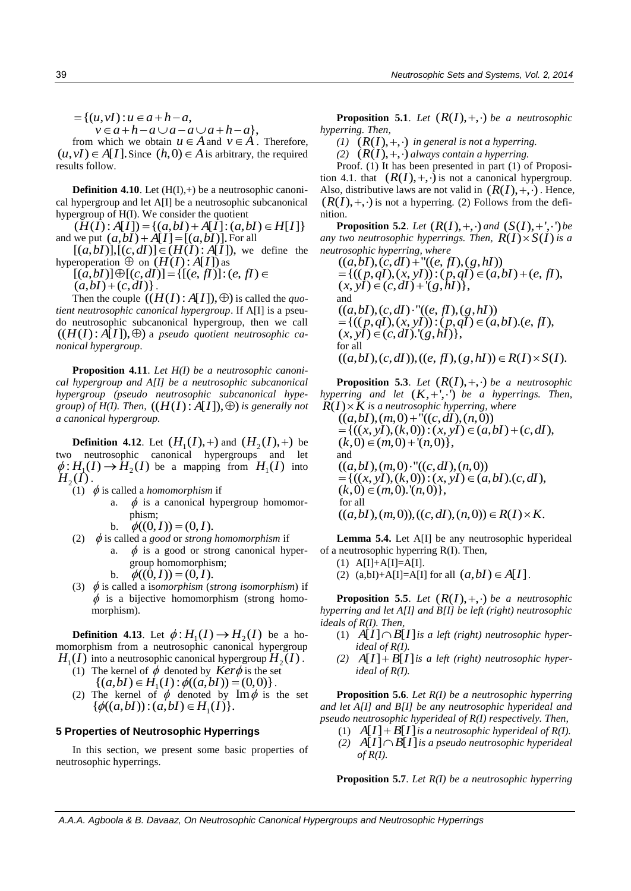$= \{(u, vI) : u \in a + h - a,$
$v \in a + h - a \cup a - a \cup a + h - a\}$,

from which we obtain $u \in A$ and $v \in A$. Therefore, $(u, vI) \in A[I]$. Since $(h, 0) \in A$ is arbitrary, the required results follow.

**Definition 4.10**. Let (H(I),+) be a neutrosophic canonical hypergroup and let A[I] be a neutrosophic subcanonical hypergroup of H(I). We consider the quotient

$$(H(I) : A[I]) = \{(a, bI) + A[I] : (a, bI) \in H[I]\}$$

and we put $(a, bI) + A[I] = [(a, bI)]$. For all $[(a, bI)], [(c, dI)] \in (H(I) : A[I])$, we define the hyperoperation $\oplus$ on $(H(I) : A[I])$ as

$$[(a, bI)] \oplus [(c, dI)] = \{[(e, fI)] : (e, fI) \in (a, bI) + (c, dI)\}.$$

Then the couple $((H(I) : A[I]), \oplus)$ is called the *quotient neutrosophic canonical hypergroup*. If A[I] is a pseudo neutrosophic subcanonical hypergroup, then we call $((H(I) : A[I]), \oplus)$ a *pseudo quotient neutrosophic canonical hypergroup*.

**Proposition 4.11**. *Let H(I) be a neutrosophic canonical hypergroup and A[I] be a neutrosophic subcanonical hypergroup (pseudo neutrosophic subcanonical hypegroup) of H(I). Then,* $((H(I) : A[I]), \oplus)$ *is generally not a canonical hypergroup.*

**Definition 4.12**. Let $(H_1(I), +)$ and $(H_2(I), +)$ be two neutrosophic canonical hypergroups and let $\phi : H_1(I) \rightarrow H_2(I)$ be a mapping from $H_1(I)$ into $H_2(I)$.

(1) $\phi$ is called a *homomorphism* if
   a. $\phi$ is a canonical hypergroup homomorphism;
   b. $\phi((0, I)) = (0, I)$.

(2) $\phi$ is called a *good* or *strong homomorphism* if
   a. $\phi$ is a good or strong canonical hypergroup homomorphism;
   b. $\phi((0, I)) = (0, I)$.

(3) $\phi$ is called a *isomorphism* (*strong isomorphism*) if $\phi$ is a bijective homomorphism (strong homomorphism).

**Definition 4.13**. Let $\phi : H_1(I) \rightarrow H_2(I)$ be a homomorphism from a neutrosophic canonical hypergroup $H_1(I)$ into a neutrosophic canonical hypergroup $H_2(I)$.

(1) The kernel of $\phi$ denoted by $Ker\phi$ is the set $\{(a, bI) \in H_1(I) : \phi((a, bI)) = (0, 0)\}$.

(2) The kernel of $\phi$ denoted by $\operatorname{Im}\phi$ is the set $\{\phi((a, bI)) : (a, bI) \in H_1(I)\}$.

## 5 Properties of Neutrosophic Hyperrings

In this section, we present some basic properties of neutrosophic hyperrings.

**Proposition 5.1**. *Let* $(R(I), +, \cdot)$ *be a neutrosophic hyperring. Then,*

*(1)* $(R(I), +, \cdot)$ *in general is not a hyperring.*

*(2)* $(R(I), +, \cdot)$ *always contain a hyperring.*

Proof. (1) It has been presented in part (1) of Proposition 4.1. that $(R(I), +, \cdot)$ is not a canonical hypergroup. Also, distributive laws are not valid in $(R(I), +, \cdot)$. Hence, $(R(I), +, \cdot)$ is not a hyperring. (2) Follows from the definition.

**Proposition 5.2**. *Let* $(R(I), +, \cdot)$ *and* $(S(I), +', \cdot')$ *be any two neutrosophic hyperrings. Then,* $R(I) \times S(I)$ *is a neutrosophic hyperring, where*

$$((a, bI), (c, dI) +''((e, fI), (g, hI))$$
$$= \{((p, qI), (x, yI)) : (p, qI) \in (a, bI) + (e, fI),$$
$$(x, yI) \in (c, dI) +'(g, hI)\},$$

and

$$((a, bI), (c, dI) \cdot''((e, fI), (g, hI))$$
$$= \{((p, qI), (x, yI)) : (p, qI) \in (a, bI).(e, fI),$$
$$(x, yI) \in (c, dI).'(g, hI)\},$$

for all

$$((a, bI), (c, dI)), ((e, fI), (g, hI)) \in R(I) \times S(I).$$

**Proposition 5.3**. *Let* $(R(I), +, \cdot)$ *be a neutrosophic hyperring and let* $(K, +', \cdot')$ *be a hyperrings. Then,* $R(I) \times K$ *is a neutrosophic hyperring, where*

$$((a, bI), (m, 0) +''((c, dI), (n, 0))$$
$$= \{((x, yI), (k, 0)) : (x, yI) \in (a, bI) + (c, dI),$$
$$(k, 0) \in (m, 0) +'(n, 0)\},$$

and

$$((a, bI), (m, 0) \cdot''((c, dI), (n, 0))$$
$$= \{((x, yI), (k, 0)) : (x, yI) \in (a, bI).(c, dI),$$
$$(k, 0) \in (m, 0).'(n, 0)\},$$

for all

$$((a, bI), (m, 0)), ((c, dI), (n, 0)) \in R(I) \times K.$$

**Lemma 5.4.** Let A[I] be any neutrosophic hyperideal of a neutrosophic hyperring R(I). Then,

(1) A[I]+A[I]=A[I].

(2) (a,bI)+A[I]=A[I] for all $(a, bI) \in A[I]$.

**Proposition 5.5**. *Let* $(R(I), +, \cdot)$ *be a neutrosophic hyperring and let A[I] and B[I] be left (right) neutrosophic ideals of R(I). Then,*

(1) $A[I] \cap B[I]$ *is a left (right) neutrosophic hyperideal of R(I).*

*(2)* $A[I] + B[I]$ *is a left (right) neutrosophic hyperideal of R(I).*

**Proposition 5.6**. *Let R(I) be a neutrosophic hyperring and let A[I] and B[I] be any neutrosophic hyperideal and pseudo neutrosophic hyperideal of R(I) respectively. Then,*

(1) $A[I] + B[I]$ *is a neutrosophic hyperideal of R(I).*

*(2)* $A[I] \cap B[I]$ *is a pseudo neutrosophic hyperideal of R(I).*

**Proposition 5.7**. *Let R(I) be a neutrosophic hyperring*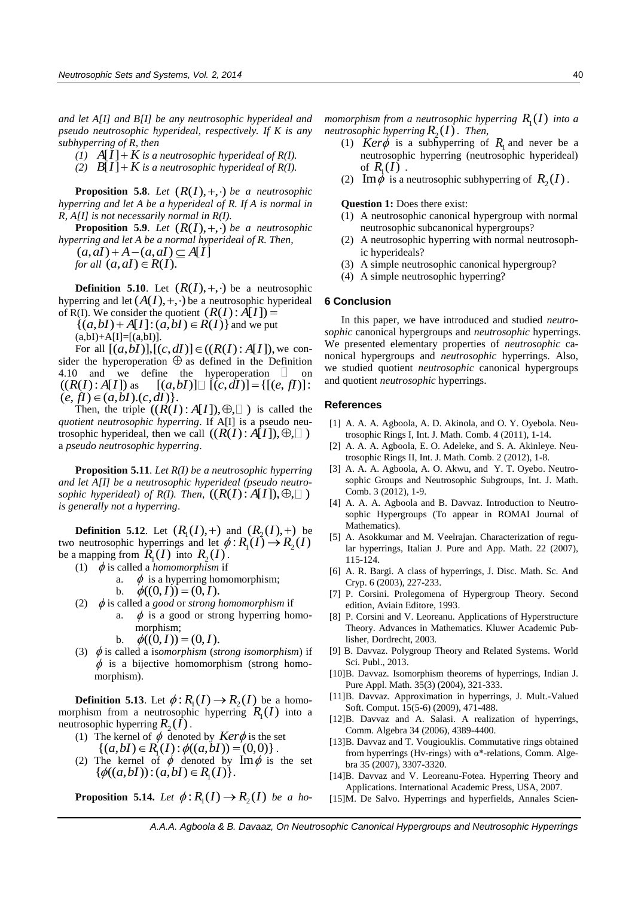*and let A[I] and B[I] be any neutrosophic hyperideal and pseudo neutrosophic hyperideal, respectively. If K is any subhyperring of R, then*

*(1)* $A[I]+K$ *is a neutrosophic hyperideal of R(I).*

*(2)* $B[I]+K$ *is a neutrosophic hyperideal of R(I).*

**Proposition 5.8**. *Let* $(R(I),+,\cdot)$ *be a neutrosophic hyperring and let A be a hyperideal of R. If A is normal in R, A[I] is not necessarily normal in R(I).*

**Proposition 5.9**. *Let* $(R(I),+,\cdot)$ *be a neutrosophic hyperring and let A be a normal hyperideal of R. Then,*

$(a,aI)+A-(a,aI)\subseteq A[I]$

*for all* $(a,aI)\in R(I)$.

**Definition 5.10**. Let $(R(I),+,\cdot)$ be a neutrosophic hyperring and let $(A(I),+,\cdot)$ be a neutrosophic hyperideal of R(I). We consider the quotient $(R(I):A[I])=\{(a,bI)+A[I]:(a,bI)\in R(I)\}$ and we put $(a,bI)+A[I]=[(a,bI)]$.

For all $[(a,bI)],[(c,dI)]\in((R(I):A[I])$, we consider the hyperoperation $\oplus$ as defined in the Definition 4.10 and we define the hyperoperation $\odot$ on $((R(I):A[I])$ as $[(a,bI)]\odot[(c,dI)]=\{[(e,fI)]:(e,fI)\in(a,bI).(c,dI)\}$.

Then, the triple $((R(I):A[I]),\oplus,\odot)$ is called the *quotient neutrosophic hyperring*. If A[I] is a pseudo neutrosophic hyperideal, then we call $((R(I):A[I]),\oplus,\odot)$ a *pseudo neutrosophic hyperring*.

**Proposition 5.11**. *Let R(I) be a neutrosophic hyperring and let A[I] be a neutrosophic hyperideal (pseudo neutrosophic hyperideal) of R(I). Then,* $((R(I):A[I]),\oplus,\odot)$ *is generally not a hyperring*.

**Definition 5.12**. Let $(R_1(I),+)$ and $(R_2(I),+)$ be two neutrosophic hyperrings and let $\phi:R_1(I)\rightarrow R_2(I)$ be a mapping from $R_1(I)$ into $R_2(I)$.

(1) $\phi$ is called a *homomorphism* if
   a. $\phi$ is a hyperring homomorphism;
   b. $\phi((0,I))=(0,I)$.

(2) $\phi$ is called a *good* or *strong homomorphism* if
   a. $\phi$ is a good or strong hyperring homomorphism;
   b. $\phi((0,I))=(0,I)$.

(3) $\phi$ is called a i*somorphism* (*strong isomorphism*) if $\phi$ is a bijective homomorphism (strong homomorphism).

**Definition 5.13**. Let $\phi:R_1(I)\rightarrow R_2(I)$ be a homomorphism from a neutrosophic hyperring $R_1(I)$ into a neutrosophic hyperring $R_2(I)$.

(1) The kernel of $\phi$ denoted by $Ker\phi$ is the set $\{(a,bI)\in R_1(I):\phi((a,bI))=(0,0)\}$.

(2) The kernel of $\phi$ denoted by $\mathrm{Im}\,\phi$ is the set $\{\phi((a,bI)):(a,bI)\in R_1(I)\}$.

**Proposition 5.14.** *Let* $\phi:R_1(I)\rightarrow R_2(I)$ *be a homomorphism from a neutrosophic hyperring* $R_1(I)$ *into a neutrosophic hyperring* $R_2(I)$. *Then,*

(1) $Ker\phi$ is a subhyperring of $R_1$ and never be a neutrosophic hyperring (neutrosophic hyperideal) of $R_1(I)$.

(2) $\mathrm{Im}\,\phi$ is a neutrosophic subhyperring of $R_2(I)$.

**Question 1:** Does there exist:

(1) A neutrosophic canonical hypergroup with normal neutrosophic subcanonical hypergroups?
(2) A neutrosophic hyperring with normal neutrosophic hyperideals?
(3) A simple neutrosophic canonical hypergroup?
(4) A simple neutrosophic hyperring?

## 6 Conclusion

In this paper, we have introduced and studied *neutrosophic* canonical hypergroups and *neutrosophic* hyperrings. We presented elementary properties of *neutrosophic* canonical hypergroups and *neutrosophic* hyperrings. Also, we studied quotient *neutrosophic* canonical hypergroups and quotient *neutrosophic* hyperrings.

## References

[1] A. A. A. Agboola, A. D. Akinola, and O. Y. Oyebola. Neutrosophic Rings I, Int. J. Math. Comb. 4 (2011), 1-14.

[2] A. A. A. Agboola, E. O. Adeleke, and S. A. Akinleye. Neutrosophic Rings II, Int. J. Math. Comb. 2 (2012), 1-8.

[3] A. A. A. Agboola, A. O. Akwu, and Y. T. Oyebo. Neutrosophic Groups and Neutrosophic Subgroups, Int. J. Math. Comb. 3 (2012), 1-9.

[4] A. A. A. Agboola and B. Davvaz. Introduction to Neutrosophic Hypergroups (To appear in ROMAI Journal of Mathematics).

[5] A. Asokkumar and M. Veelrajan. Characterization of regular hyperrings, Italian J. Pure and App. Math. 22 (2007), 115-124.

[6] A. R. Bargi. A class of hyperrings, J. Disc. Math. Sc. And Cryp. 6 (2003), 227-233.

[7] P. Corsini. Prolegomena of Hypergroup Theory. Second edition, Aviain Editore, 1993.

[8] P. Corsini and V. Leoreanu. Applications of Hyperstructure Theory. Advances in Mathematics. Kluwer Academic Publisher, Dordrecht, 2003.

[9] B. Davvaz. Polygroup Theory and Related Systems. World Sci. Publ., 2013.

[10] B. Davvaz. Isomorphism theorems of hyperrings, Indian J. Pure Appl. Math. 35(3) (2004), 321-333.

[11] B. Davvaz. Approximation in hyperrings, J. Mult.-Valued Soft. Comput. 15(5-6) (2009), 471-488.

[12] B. Davvaz and A. Salasi. A realization of hyperrings, Comm. Algebra 34 (2006), 4389-4400.

[13] B. Davvaz and T. Vougiouklis. Commutative rings obtained from hyperrings (Hv-rings) with α*-relations, Comm. Algebra 35 (2007), 3307-3320.

[14] B. Davvaz and V. Leoreanu-Fotea. Hyperring Theory and Applications. International Academic Press, USA, 2007.

[15] M. De Salvo. Hyperrings and hyperfields, Annales Scien-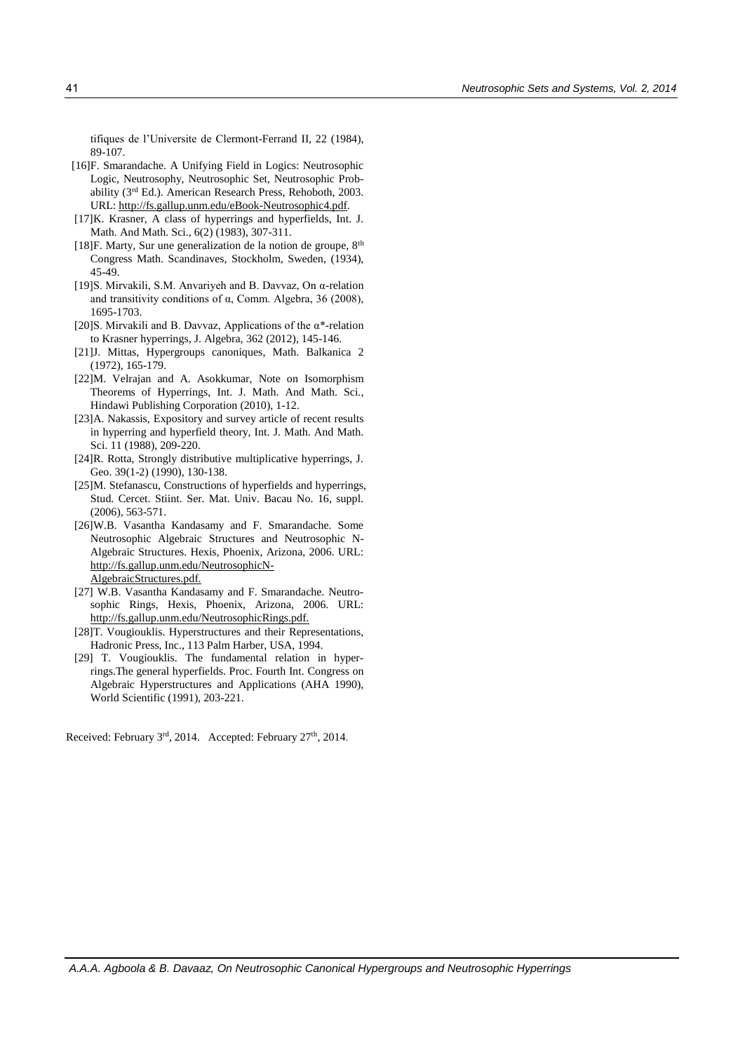tifiques de l'Universite de Clermont-Ferrand II, 22 (1984), 89-107.

[16]F. Smarandache. A Unifying Field in Logics: Neutrosophic Logic, Neutrosophy, Neutrosophic Set, Neutrosophic Probability (3rd Ed.). American Research Press, Rehoboth, 2003. URL: http://fs.gallup.unm.edu/eBook-Neutrosophic4.pdf.

[17]K. Krasner, A class of hyperrings and hyperfields, Int. J. Math. And Math. Sci., 6(2) (1983), 307-311.

[18]F. Marty, Sur une generalization de la notion de groupe, 8th Congress Math. Scandinaves, Stockholm, Sweden, (1934), 45-49.

[19]S. Mirvakili, S.M. Anvariyeh and B. Davvaz, On α-relation and transitivity conditions of α, Comm. Algebra, 36 (2008), 1695-1703.

[20]S. Mirvakili and B. Davvaz, Applications of the α*-relation to Krasner hyperrings, J. Algebra, 362 (2012), 145-146.

[21]J. Mittas, Hypergroups canoniques, Math. Balkanica 2 (1972), 165-179.

[22]M. Velrajan and A. Asokkumar, Note on Isomorphism Theorems of Hyperrings, Int. J. Math. And Math. Sci., Hindawi Publishing Corporation (2010), 1-12.

[23]A. Nakassis, Expository and survey article of recent results in hyperring and hyperfield theory, Int. J. Math. And Math. Sci. 11 (1988), 209-220.

[24]R. Rotta, Strongly distributive multiplicative hyperrings, J. Geo. 39(1-2) (1990), 130-138.

[25]M. Stefanascu, Constructions of hyperfields and hyperrings, Stud. Cercet. Stiint. Ser. Mat. Univ. Bacau No. 16, suppl. (2006), 563-571.

[26]W.B. Vasantha Kandasamy and F. Smarandache. Some Neutrosophic Algebraic Structures and Neutrosophic N-Algebraic Structures. Hexis, Phoenix, Arizona, 2006. URL: http://fs.gallup.unm.edu/NeutrosophicN-AlgebraicStructures.pdf.

[27] W.B. Vasantha Kandasamy and F. Smarandache. Neutrosophic Rings, Hexis, Phoenix, Arizona, 2006. URL: http://fs.gallup.unm.edu/NeutrosophicRings.pdf.

[28]T. Vougiouklis. Hyperstructures and their Representations, Hadronic Press, Inc., 113 Palm Harber, USA, 1994.

[29] T. Vougiouklis. The fundamental relation in hyperrings.The general hyperfields. Proc. Fourth Int. Congress on Algebraic Hyperstructures and Applications (AHA 1990), World Scientific (1991), 203-221.

Received: February 3rd, 2014. Accepted: February 27th, 2014.